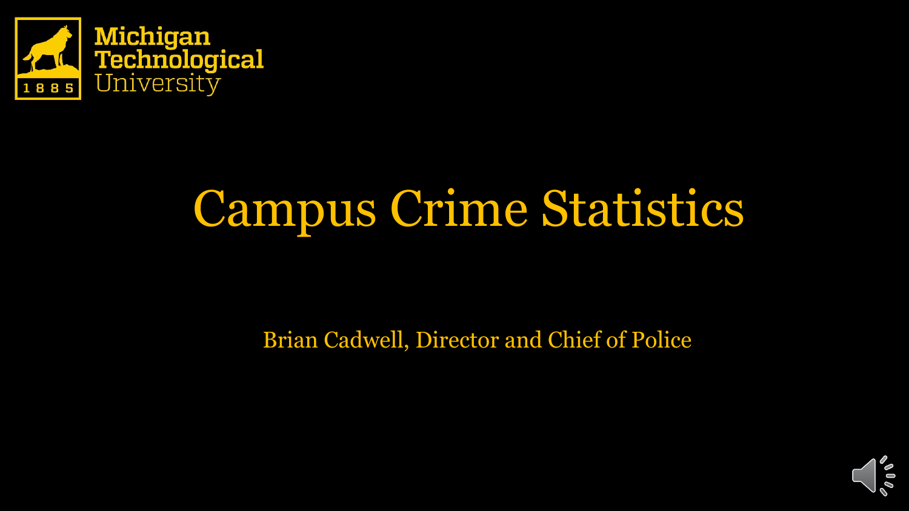Michigan Technological University

1885

# Campus Crime Statistics

Brian Cadwell, Director and Chief of Police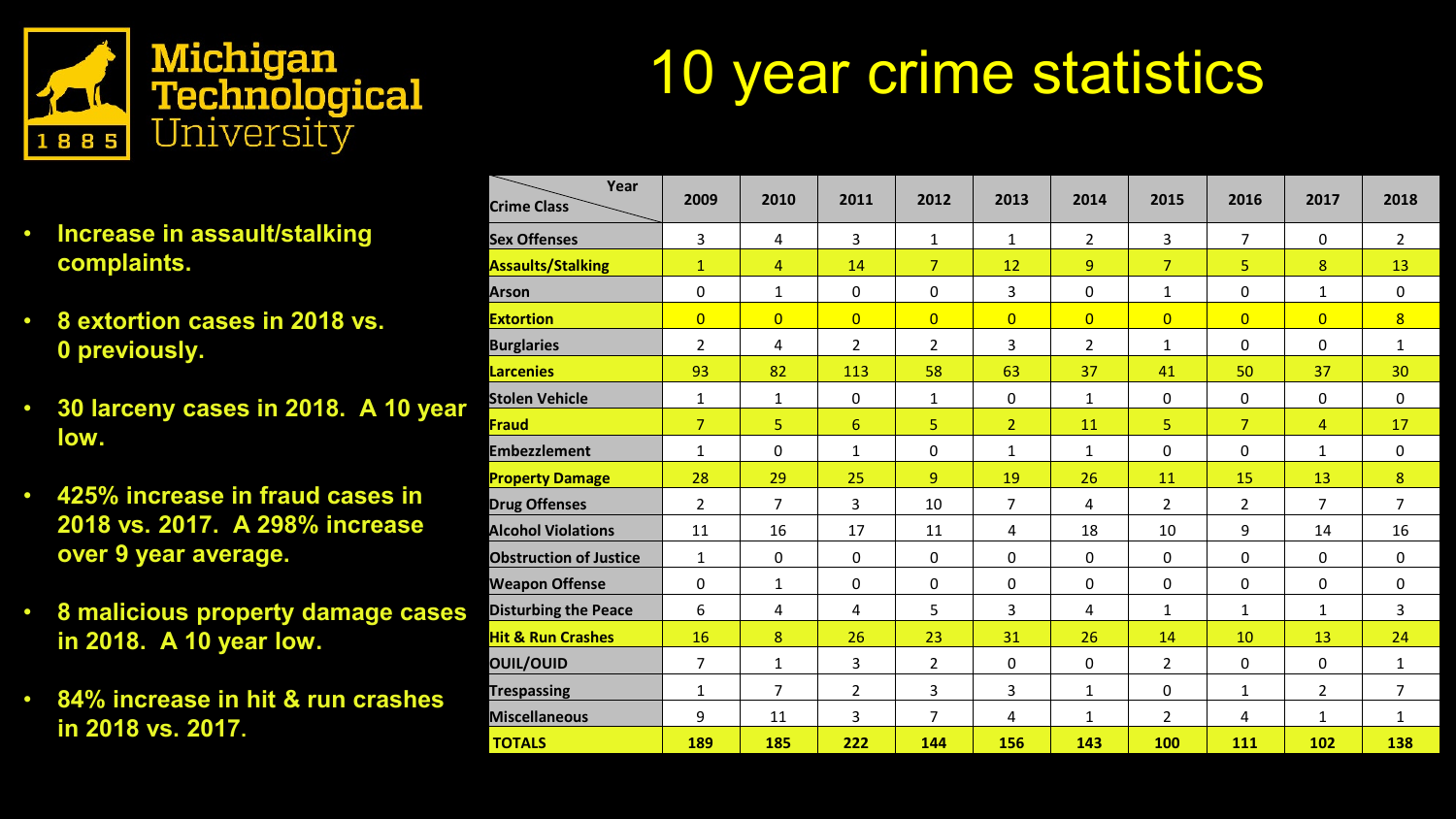# 10 year crime statistics

- **Increase in assault/stalking complaints.**
- **8 extortion cases in 2018 vs. 0 previously.**
- **30 larceny cases in 2018. A 10 year low.**
- **425% increase in fraud cases in 2018 vs. 2017. A 298% increase over 9 year average.**
- **8 malicious property damage cases in 2018. A 10 year low.**
- **84% increase in hit & run crashes in 2018 vs. 2017.**

| Crime Class / Year | 2009 | 2010 | 2011 | 2012 | 2013 | 2014 | 2015 | 2016 | 2017 | 2018 |
|---|---|---|---|---|---|---|---|---|---|---|
| Sex Offenses | 3 | 4 | 3 | 1 | 1 | 2 | 3 | 7 | 0 | 2 |
| Assaults/Stalking | 1 | 4 | 14 | 7 | 12 | 9 | 7 | 5 | 8 | 13 |
| Arson | 0 | 1 | 0 | 0 | 3 | 0 | 1 | 0 | 1 | 0 |
| Extortion | 0 | 0 | 0 | 0 | 0 | 0 | 0 | 0 | 0 | 8 |
| Burglaries | 2 | 4 | 2 | 2 | 3 | 2 | 1 | 0 | 0 | 1 |
| Larcenies | 93 | 82 | 113 | 58 | 63 | 37 | 41 | 50 | 37 | 30 |
| Stolen Vehicle | 1 | 1 | 0 | 1 | 0 | 1 | 0 | 0 | 0 | 0 |
| Fraud | 7 | 5 | 6 | 5 | 2 | 11 | 5 | 7 | 4 | 17 |
| Embezzlement | 1 | 0 | 1 | 0 | 1 | 1 | 0 | 0 | 1 | 0 |
| Property Damage | 28 | 29 | 25 | 9 | 19 | 26 | 11 | 15 | 13 | 8 |
| Drug Offenses | 2 | 7 | 3 | 10 | 7 | 4 | 2 | 2 | 7 | 7 |
| Alcohol Violations | 11 | 16 | 17 | 11 | 4 | 18 | 10 | 9 | 14 | 16 |
| Obstruction of Justice | 1 | 0 | 0 | 0 | 0 | 0 | 0 | 0 | 0 | 0 |
| Weapon Offense | 0 | 1 | 0 | 0 | 0 | 0 | 0 | 0 | 0 | 0 |
| Disturbing the Peace | 6 | 4 | 4 | 5 | 3 | 4 | 1 | 1 | 1 | 3 |
| Hit & Run Crashes | 16 | 8 | 26 | 23 | 31 | 26 | 14 | 10 | 13 | 24 |
| OUIL/OUID | 7 | 1 | 3 | 2 | 0 | 0 | 2 | 0 | 0 | 1 |
| Trespassing | 1 | 7 | 2 | 3 | 3 | 1 | 0 | 1 | 2 | 7 |
| Miscellaneous | 9 | 11 | 3 | 7 | 4 | 1 | 2 | 4 | 1 | 1 |
| **TOTALS** | **189** | **185** | **222** | **144** | **156** | **143** | **100** | **111** | **102** | **138** |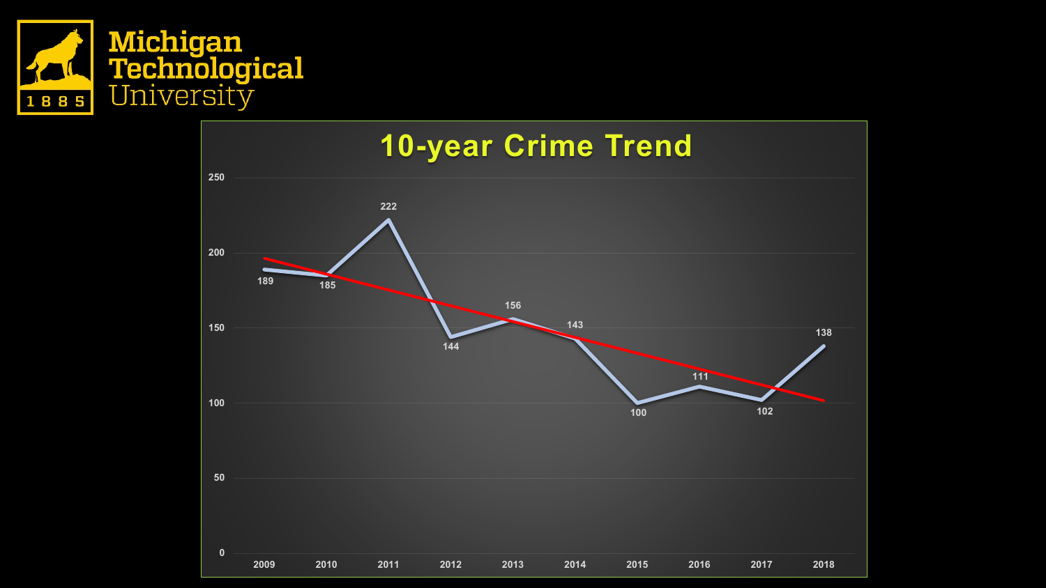Michigan Technological University

1885

# 10-year Crime Trend

| Year | Crimes |
| --- | --- |
| 2009 | 189 |
| 2010 | 185 |
| 2011 | 222 |
| 2012 | 144 |
| 2013 | 156 |
| 2014 | 143 |
| 2015 | 100 |
| 2016 | 111 |
| 2017 | 102 |
| 2018 | 138 |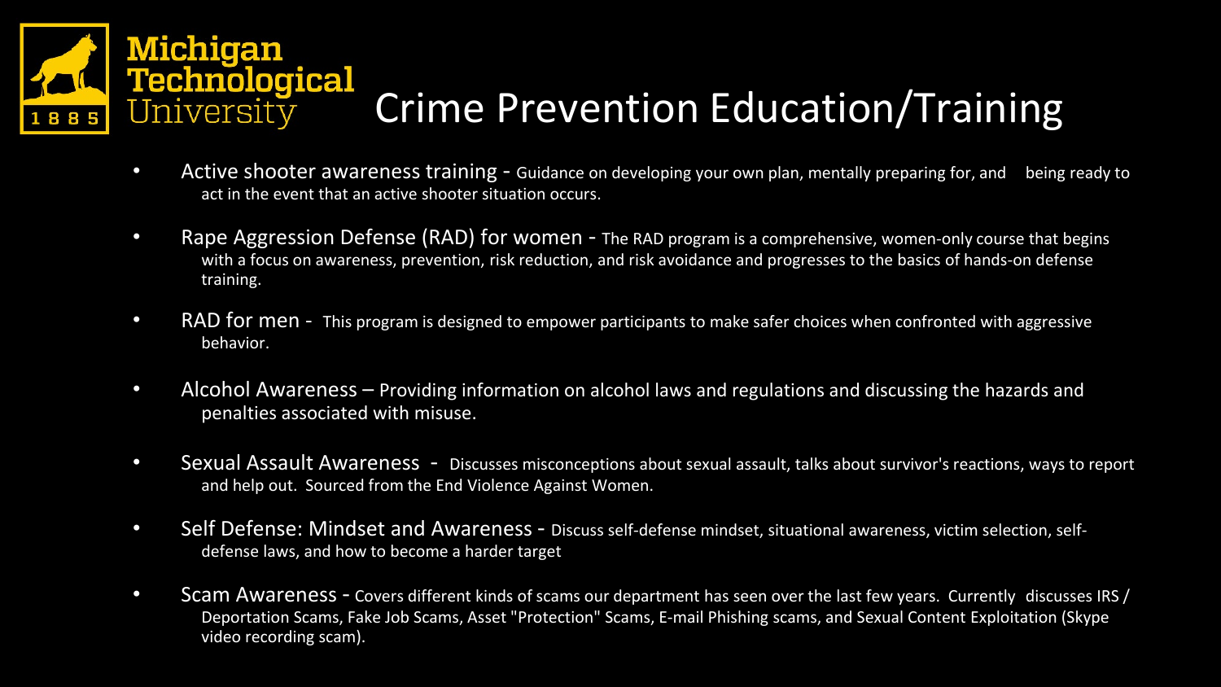Michigan Technological University 1885

# Crime Prevention Education/Training

- Active shooter awareness training - Guidance on developing your own plan, mentally preparing for, and being ready to act in the event that an active shooter situation occurs.
- Rape Aggression Defense (RAD) for women - The RAD program is a comprehensive, women-only course that begins with a focus on awareness, prevention, risk reduction, and risk avoidance and progresses to the basics of hands-on defense training.
- RAD for men - This program is designed to empower participants to make safer choices when confronted with aggressive behavior.
- Alcohol Awareness – Providing information on alcohol laws and regulations and discussing the hazards and penalties associated with misuse.
- Sexual Assault Awareness - Discusses misconceptions about sexual assault, talks about survivor's reactions, ways to report and help out. Sourced from the End Violence Against Women.
- Self Defense: Mindset and Awareness - Discuss self-defense mindset, situational awareness, victim selection, self-defense laws, and how to become a harder target
- Scam Awareness - Covers different kinds of scams our department has seen over the last few years. Currently discusses IRS / Deportation Scams, Fake Job Scams, Asset "Protection" Scams, E-mail Phishing scams, and Sexual Content Exploitation (Skype video recording scam).